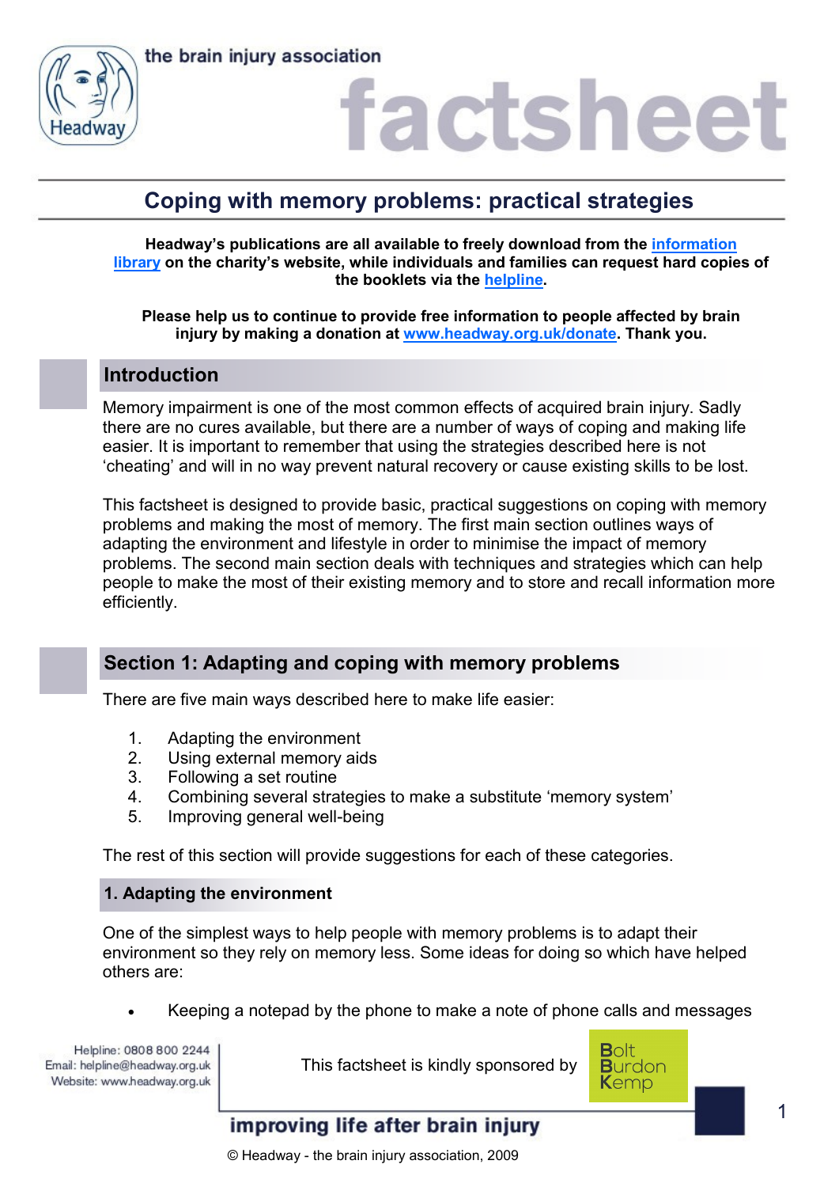# Coping with memory problems: practical strategies

**Headway's publications are all available to freely download from the information library on the charity's website, while individuals and families can request hard copies of the booklets via the helpline.**

**Please help us to continue to provide free information to people affected by brain injury by making a donation at www.headway.org.uk/donate. Thank you.**

## Introduction

Memory impairment is one of the most common effects of acquired brain injury. Sadly there are no cures available, but there are a number of ways of coping and making life easier. It is important to remember that using the strategies described here is not 'cheating' and will in no way prevent natural recovery or cause existing skills to be lost.

This factsheet is designed to provide basic, practical suggestions on coping with memory problems and making the most of memory. The first main section outlines ways of adapting the environment and lifestyle in order to minimise the impact of memory problems. The second main section deals with techniques and strategies which can help people to make the most of their existing memory and to store and recall information more efficiently.

## Section 1: Adapting and coping with memory problems

There are five main ways described here to make life easier:

1. Adapting the environment
2. Using external memory aids
3. Following a set routine
4. Combining several strategies to make a substitute 'memory system'
5. Improving general well-being

The rest of this section will provide suggestions for each of these categories.

### 1. Adapting the environment

One of the simplest ways to help people with memory problems is to adapt their environment so they rely on memory less. Some ideas for doing so which have helped others are:

- Keeping a notepad by the phone to make a note of phone calls and messages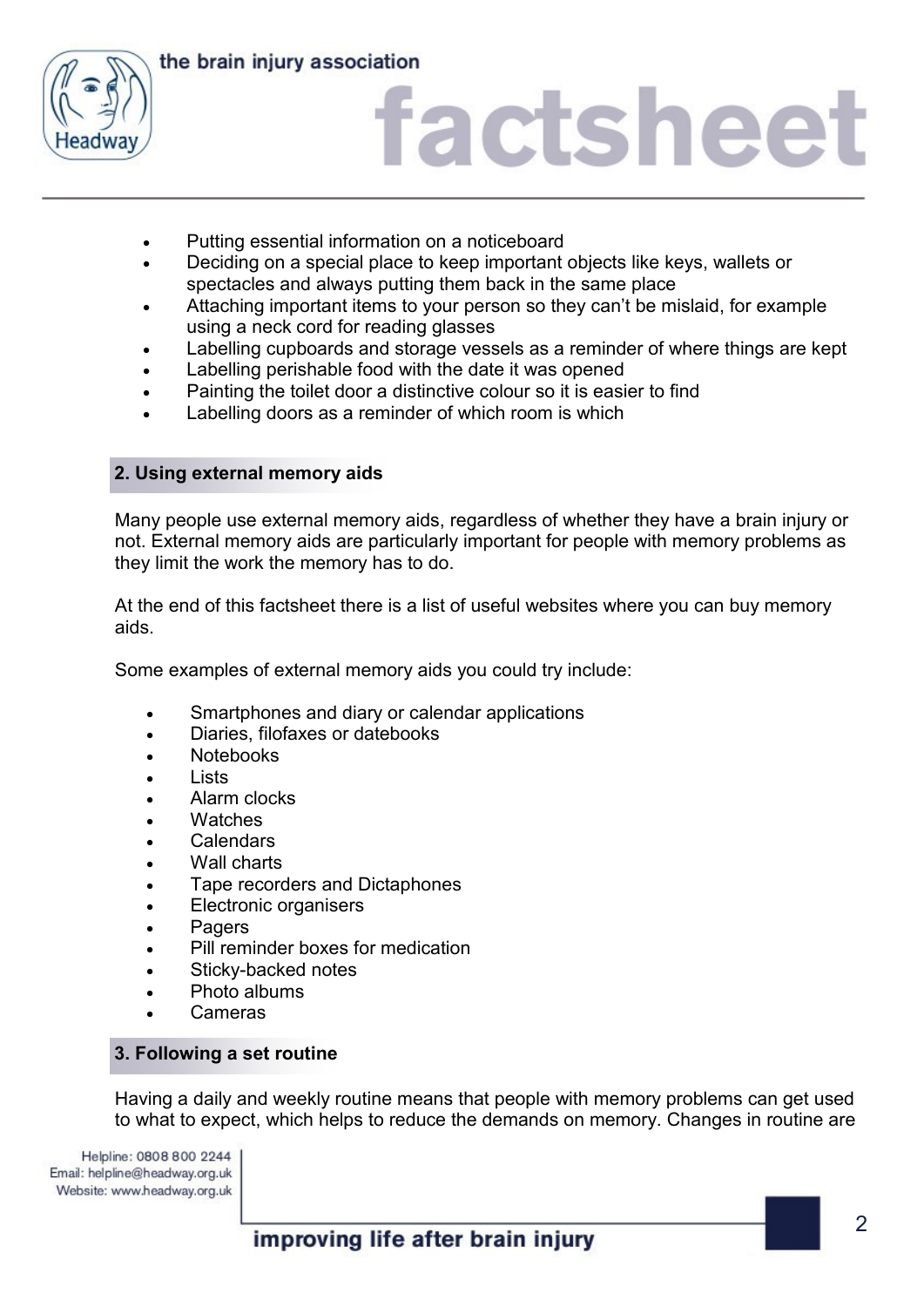- Putting essential information on a noticeboard
- Deciding on a special place to keep important objects like keys, wallets or spectacles and always putting them back in the same place
- Attaching important items to your person so they can't be mislaid, for example using a neck cord for reading glasses
- Labelling cupboards and storage vessels as a reminder of where things are kept
- Labelling perishable food with the date it was opened
- Painting the toilet door a distinctive colour so it is easier to find
- Labelling doors as a reminder of which room is which

## 2. Using external memory aids

Many people use external memory aids, regardless of whether they have a brain injury or not. External memory aids are particularly important for people with memory problems as they limit the work the memory has to do.

At the end of this factsheet there is a list of useful websites where you can buy memory aids.

Some examples of external memory aids you could try include:

- Smartphones and diary or calendar applications
- Diaries, filofaxes or datebooks
- Notebooks
- Lists
- Alarm clocks
- Watches
- Calendars
- Wall charts
- Tape recorders and Dictaphones
- Electronic organisers
- Pagers
- Pill reminder boxes for medication
- Sticky-backed notes
- Photo albums
- Cameras

## 3. Following a set routine

Having a daily and weekly routine means that people with memory problems can get used to what to expect, which helps to reduce the demands on memory. Changes in routine are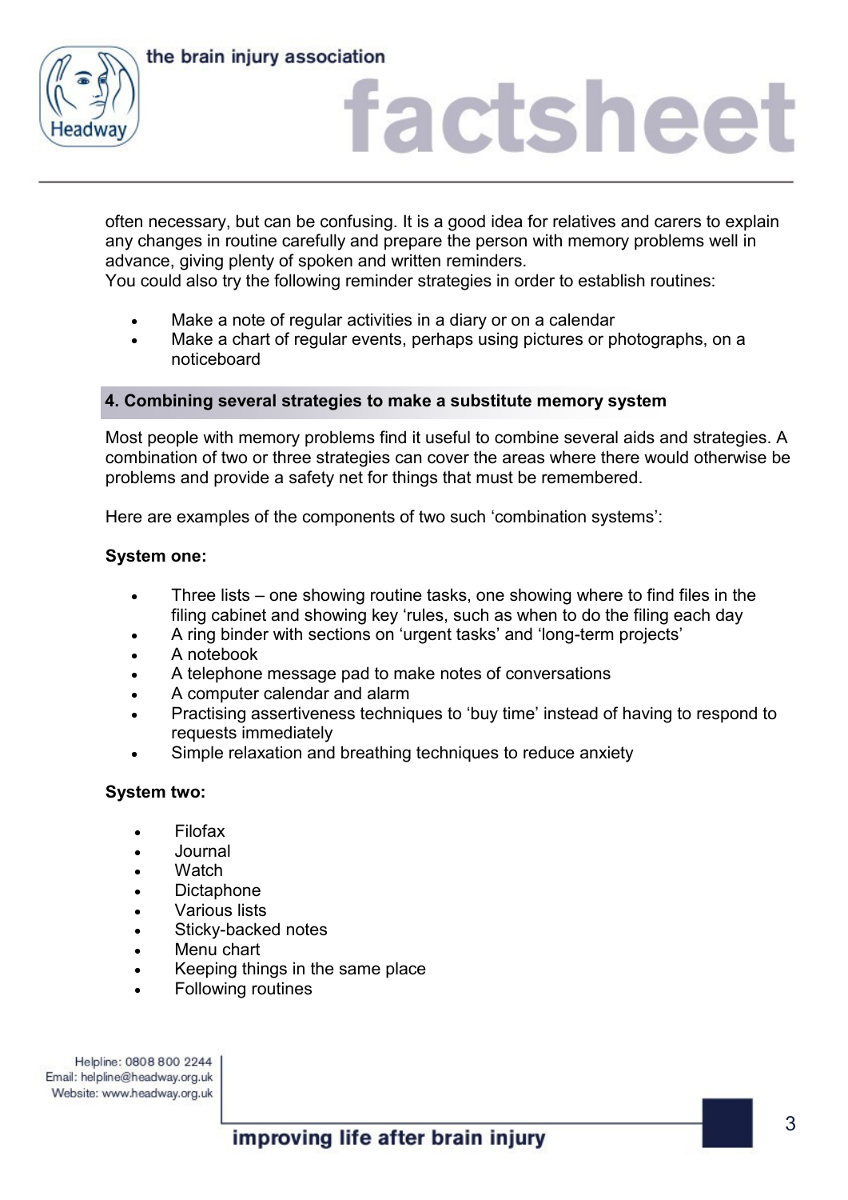often necessary, but can be confusing. It is a good idea for relatives and carers to explain any changes in routine carefully and prepare the person with memory problems well in advance, giving plenty of spoken and written reminders.
You could also try the following reminder strategies in order to establish routines:

- Make a note of regular activities in a diary or on a calendar
- Make a chart of regular events, perhaps using pictures or photographs, on a noticeboard

## 4. Combining several strategies to make a substitute memory system

Most people with memory problems find it useful to combine several aids and strategies. A combination of two or three strategies can cover the areas where there would otherwise be problems and provide a safety net for things that must be remembered.

Here are examples of the components of two such 'combination systems':

**System one:**

- Three lists – one showing routine tasks, one showing where to find files in the filing cabinet and showing key 'rules, such as when to do the filing each day
- A ring binder with sections on 'urgent tasks' and 'long-term projects'
- A notebook
- A telephone message pad to make notes of conversations
- A computer calendar and alarm
- Practising assertiveness techniques to 'buy time' instead of having to respond to requests immediately
- Simple relaxation and breathing techniques to reduce anxiety

**System two:**

- Filofax
- Journal
- Watch
- Dictaphone
- Various lists
- Sticky-backed notes
- Menu chart
- Keeping things in the same place
- Following routines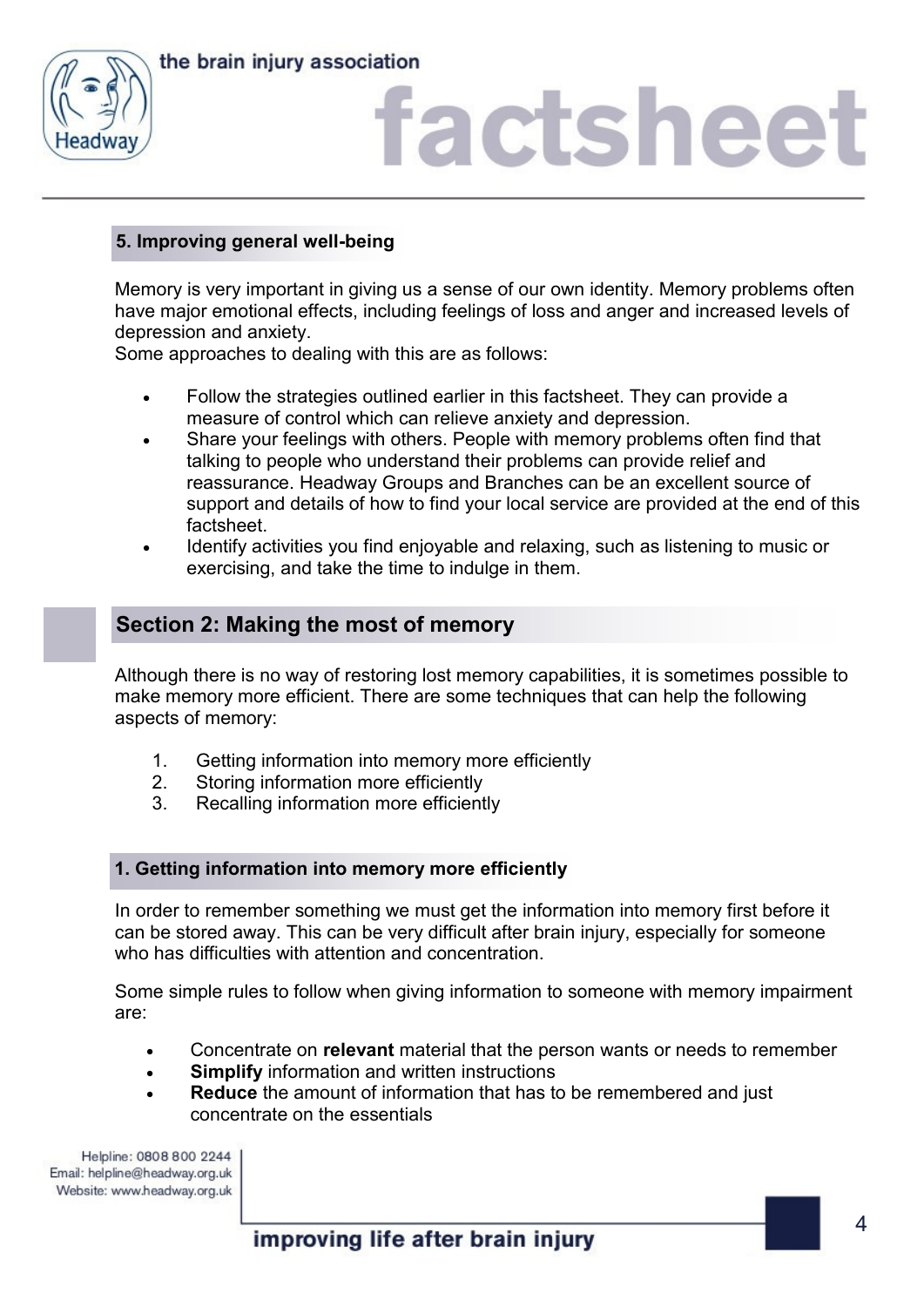### 5. Improving general well-being

Memory is very important in giving us a sense of our own identity. Memory problems often have major emotional effects, including feelings of loss and anger and increased levels of depression and anxiety.
Some approaches to dealing with this are as follows:

- Follow the strategies outlined earlier in this factsheet. They can provide a measure of control which can relieve anxiety and depression.
- Share your feelings with others. People with memory problems often find that talking to people who understand their problems can provide relief and reassurance. Headway Groups and Branches can be an excellent source of support and details of how to find your local service are provided at the end of this factsheet.
- Identify activities you find enjoyable and relaxing, such as listening to music or exercising, and take the time to indulge in them.

## Section 2: Making the most of memory

Although there is no way of restoring lost memory capabilities, it is sometimes possible to make memory more efficient. There are some techniques that can help the following aspects of memory:

1. Getting information into memory more efficiently
2. Storing information more efficiently
3. Recalling information more efficiently

### 1. Getting information into memory more efficiently

In order to remember something we must get the information into memory first before it can be stored away. This can be very difficult after brain injury, especially for someone who has difficulties with attention and concentration.

Some simple rules to follow when giving information to someone with memory impairment are:

- Concentrate on **relevant** material that the person wants or needs to remember
- **Simplify** information and written instructions
- **Reduce** the amount of information that has to be remembered and just concentrate on the essentials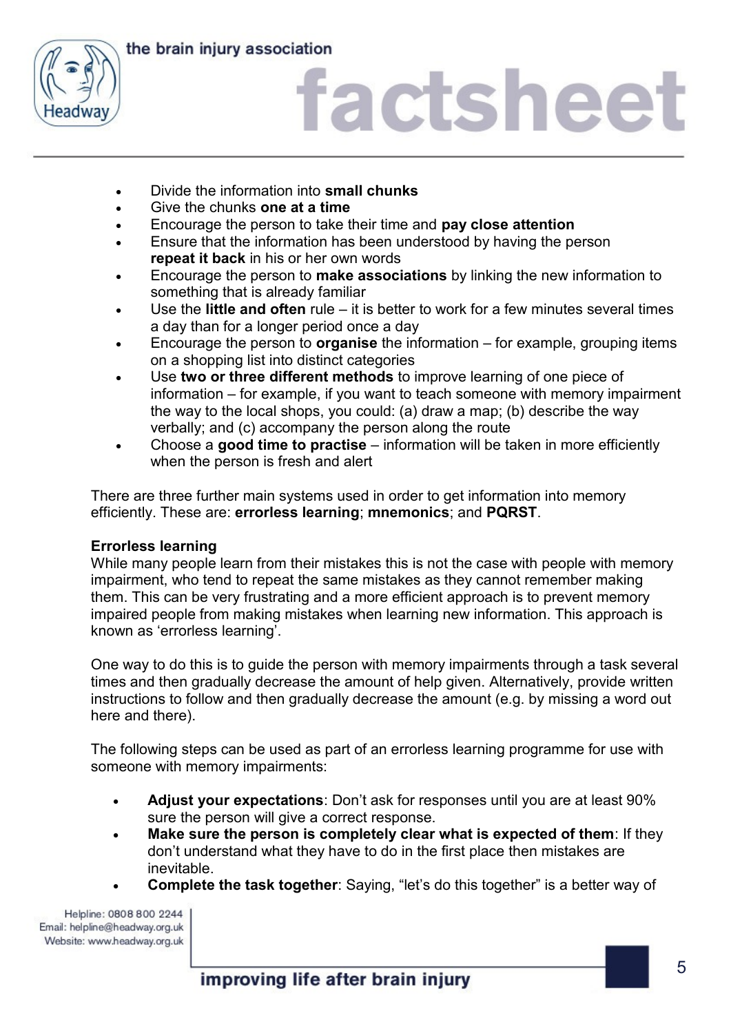- Divide the information into **small chunks**
- Give the chunks **one at a time**
- Encourage the person to take their time and **pay close attention**
- Ensure that the information has been understood by having the person **repeat it back** in his or her own words
- Encourage the person to **make associations** by linking the new information to something that is already familiar
- Use the **little and often** rule – it is better to work for a few minutes several times a day than for a longer period once a day
- Encourage the person to **organise** the information – for example, grouping items on a shopping list into distinct categories
- Use **two or three different methods** to improve learning of one piece of information – for example, if you want to teach someone with memory impairment the way to the local shops, you could: (a) draw a map; (b) describe the way verbally; and (c) accompany the person along the route
- Choose a **good time to practise** – information will be taken in more efficiently when the person is fresh and alert

There are three further main systems used in order to get information into memory efficiently. These are: **errorless learning**; **mnemonics**; and **PQRST**.

**Errorless learning**

While many people learn from their mistakes this is not the case with people with memory impairment, who tend to repeat the same mistakes as they cannot remember making them. This can be very frustrating and a more efficient approach is to prevent memory impaired people from making mistakes when learning new information. This approach is known as 'errorless learning'.

One way to do this is to guide the person with memory impairments through a task several times and then gradually decrease the amount of help given. Alternatively, provide written instructions to follow and then gradually decrease the amount (e.g. by missing a word out here and there).

The following steps can be used as part of an errorless learning programme for use with someone with memory impairments:

- **Adjust your expectations**: Don't ask for responses until you are at least 90% sure the person will give a correct response.
- **Make sure the person is completely clear what is expected of them**: If they don't understand what they have to do in the first place then mistakes are inevitable.
- **Complete the task together**: Saying, "let's do this together" is a better way of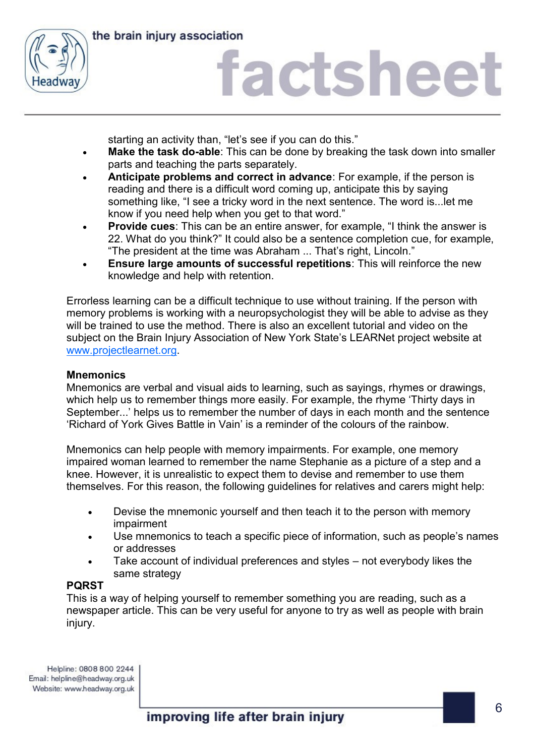starting an activity than, “let’s see if you can do this.”

- **Make the task do-able**: This can be done by breaking the task down into smaller parts and teaching the parts separately.
- **Anticipate problems and correct in advance**: For example, if the person is reading and there is a difficult word coming up, anticipate this by saying something like, “I see a tricky word in the next sentence. The word is...let me know if you need help when you get to that word.”
- **Provide cues**: This can be an entire answer, for example, “I think the answer is 22. What do you think?” It could also be a sentence completion cue, for example, “The president at the time was Abraham ... That’s right, Lincoln.”
- **Ensure large amounts of successful repetitions**: This will reinforce the new knowledge and help with retention.

Errorless learning can be a difficult technique to use without training. If the person with memory problems is working with a neuropsychologist they will be able to advise as they will be trained to use the method. There is also an excellent tutorial and video on the subject on the Brain Injury Association of New York State’s LEARNet project website at [www.projectlearnet.org](http://www.projectlearnet.org).

### Mnemonics

Mnemonics are verbal and visual aids to learning, such as sayings, rhymes or drawings, which help us to remember things more easily. For example, the rhyme ‘Thirty days in September...’ helps us to remember the number of days in each month and the sentence ‘Richard of York Gives Battle in Vain’ is a reminder of the colours of the rainbow.

Mnemonics can help people with memory impairments. For example, one memory impaired woman learned to remember the name Stephanie as a picture of a step and a knee. However, it is unrealistic to expect them to devise and remember to use them themselves. For this reason, the following guidelines for relatives and carers might help:

- Devise the mnemonic yourself and then teach it to the person with memory impairment
- Use mnemonics to teach a specific piece of information, such as people’s names or addresses
- Take account of individual preferences and styles – not everybody likes the same strategy

### PQRST

This is a way of helping yourself to remember something you are reading, such as a newspaper article. This can be very useful for anyone to try as well as people with brain injury.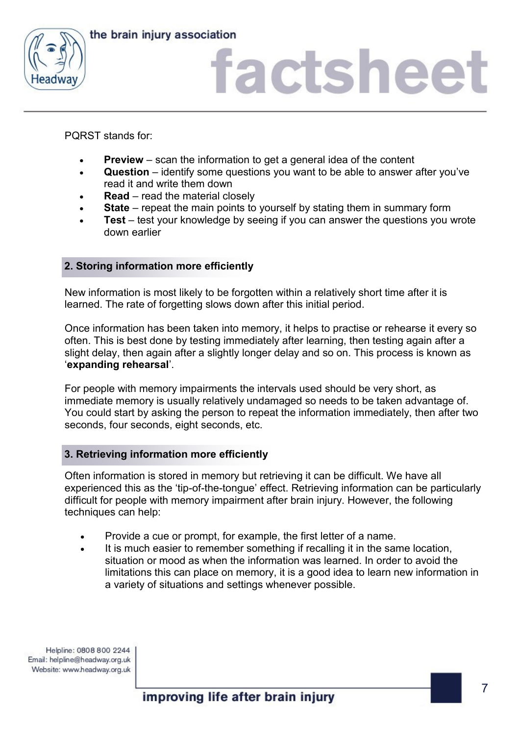PQRST stands for:

- **Preview** – scan the information to get a general idea of the content
- **Question** – identify some questions you want to be able to answer after you've read it and write them down
- **Read** – read the material closely
- **State** – repeat the main points to yourself by stating them in summary form
- **Test** – test your knowledge by seeing if you can answer the questions you wrote down earlier

## 2. Storing information more efficiently

New information is most likely to be forgotten within a relatively short time after it is learned. The rate of forgetting slows down after this initial period.

Once information has been taken into memory, it helps to practise or rehearse it every so often. This is best done by testing immediately after learning, then testing again after a slight delay, then again after a slightly longer delay and so on. This process is known as '**expanding rehearsal**'.

For people with memory impairments the intervals used should be very short, as immediate memory is usually relatively undamaged so needs to be taken advantage of. You could start by asking the person to repeat the information immediately, then after two seconds, four seconds, eight seconds, etc.

## 3. Retrieving information more efficiently

Often information is stored in memory but retrieving it can be difficult. We have all experienced this as the 'tip-of-the-tongue' effect. Retrieving information can be particularly difficult for people with memory impairment after brain injury. However, the following techniques can help:

- Provide a cue or prompt, for example, the first letter of a name.
- It is much easier to remember something if recalling it in the same location, situation or mood as when the information was learned. In order to avoid the limitations this can place on memory, it is a good idea to learn new information in a variety of situations and settings whenever possible.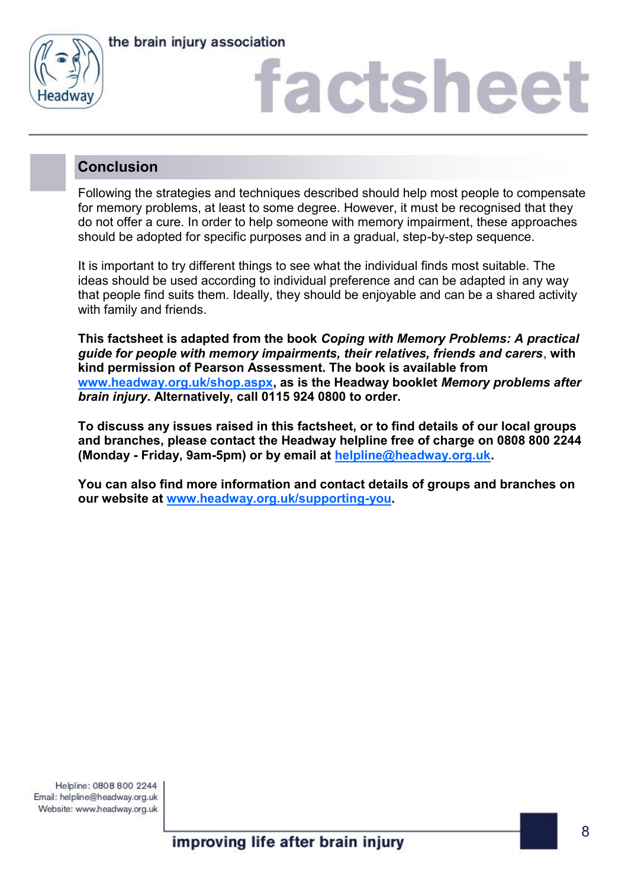## Conclusion

Following the strategies and techniques described should help most people to compensate for memory problems, at least to some degree. However, it must be recognised that they do not offer a cure. In order to help someone with memory impairment, these approaches should be adopted for specific purposes and in a gradual, step-by-step sequence.

It is important to try different things to see what the individual finds most suitable. The ideas should be used according to individual preference and can be adapted in any way that people find suits them. Ideally, they should be enjoyable and can be a shared activity with family and friends.

**This factsheet is adapted from the book *Coping with Memory Problems: A practical guide for people with memory impairments, their relatives, friends and carers*, with kind permission of Pearson Assessment. The book is available from www.headway.org.uk/shop.aspx, as is the Headway booklet *Memory problems after brain injury*. Alternatively, call 0115 924 0800 to order.**

**To discuss any issues raised in this factsheet, or to find details of our local groups and branches, please contact the Headway helpline free of charge on 0808 800 2244 (Monday - Friday, 9am-5pm) or by email at helpline@headway.org.uk.**

**You can also find more information and contact details of groups and branches on our website at www.headway.org.uk/supporting-you.**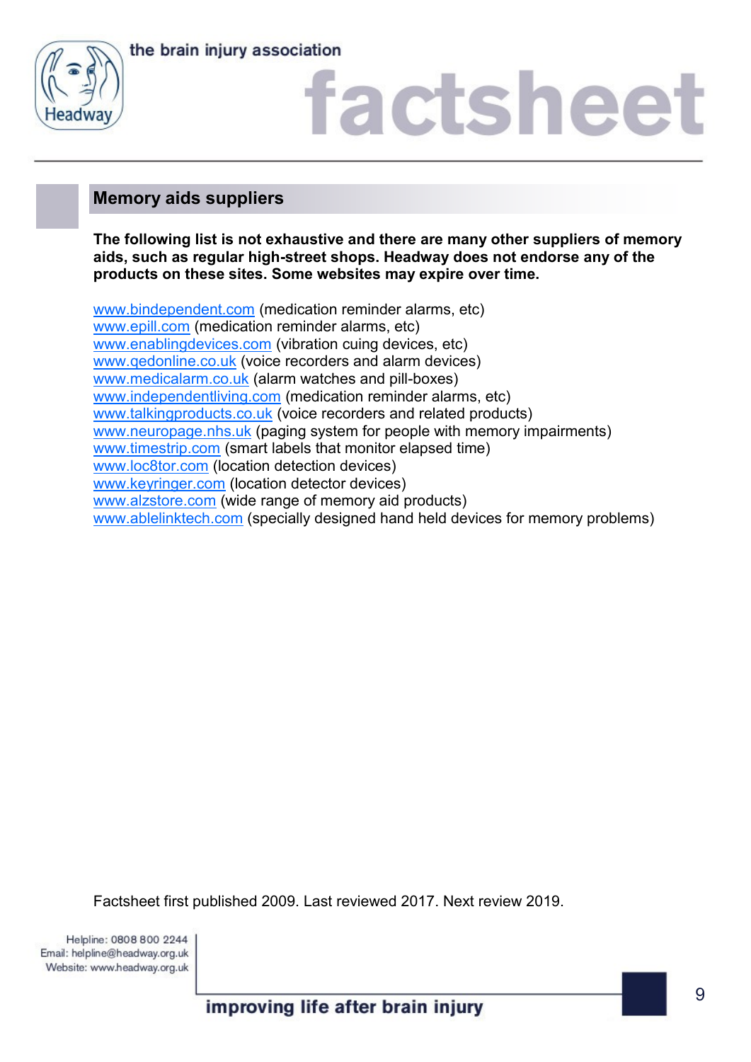## Memory aids suppliers

**The following list is not exhaustive and there are many other suppliers of memory aids, such as regular high-street shops. Headway does not endorse any of the products on these sites. Some websites may expire over time.**

www.bindependent.com (medication reminder alarms, etc)
www.epill.com (medication reminder alarms, etc)
www.enablingdevices.com (vibration cuing devices, etc)
www.qedonline.co.uk (voice recorders and alarm devices)
www.medicalarm.co.uk (alarm watches and pill-boxes)
www.independentliving.com (medication reminder alarms, etc)
www.talkingproducts.co.uk (voice recorders and related products)
www.neuropage.nhs.uk (paging system for people with memory impairments)
www.timestrip.com (smart labels that monitor elapsed time)
www.loc8tor.com (location detection devices)
www.keyringer.com (location detector devices)
www.alzstore.com (wide range of memory aid products)
www.ablelinktech.com (specially designed hand held devices for memory problems)

Factsheet first published 2009. Last reviewed 2017. Next review 2019.